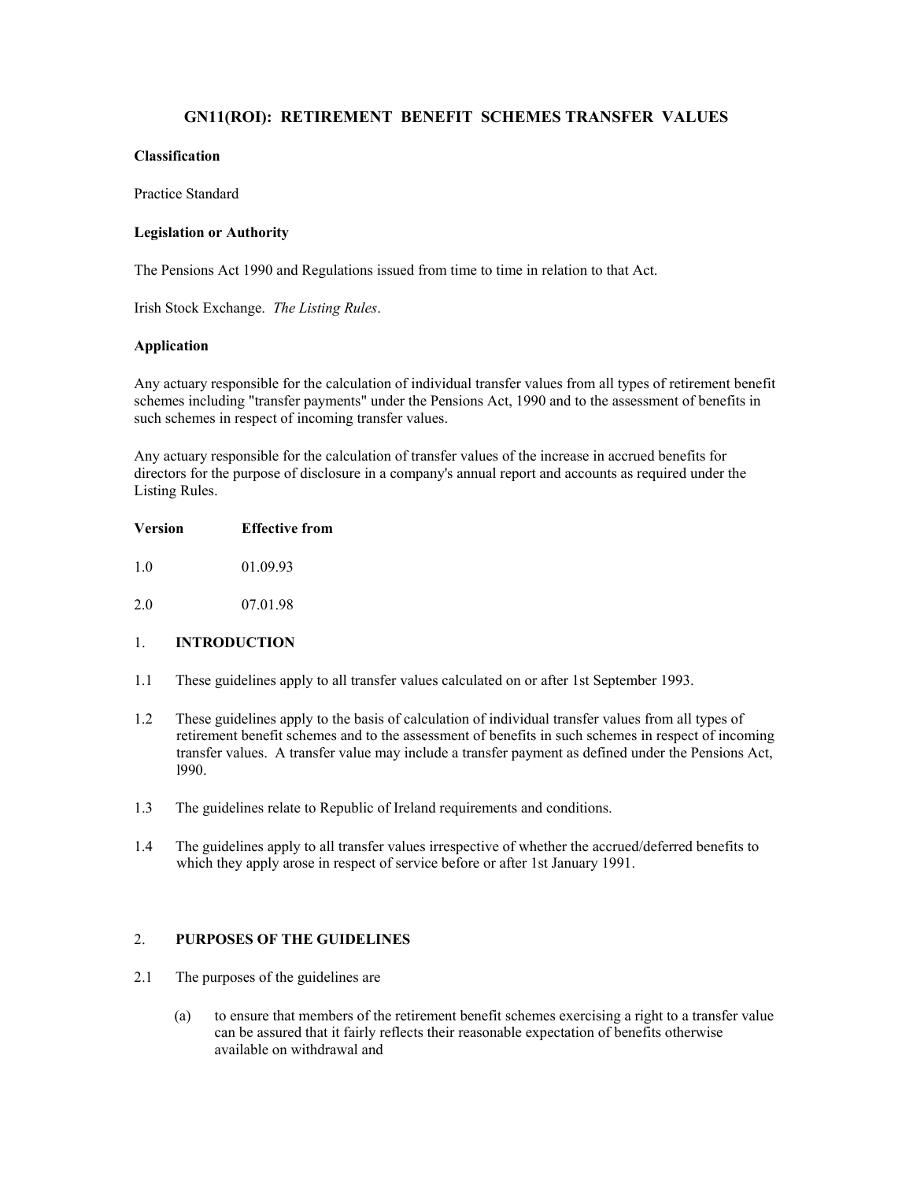# GN11(ROI): RETIREMENT BENEFIT SCHEMES TRANSFER VALUES

**Classification**

Practice Standard

**Legislation or Authority**

The Pensions Act 1990 and Regulations issued from time to time in relation to that Act.

Irish Stock Exchange. *The Listing Rules*.

**Application**

Any actuary responsible for the calculation of individual transfer values from all types of retirement benefit schemes including "transfer payments" under the Pensions Act, 1990 and to the assessment of benefits in such schemes in respect of incoming transfer values.

Any actuary responsible for the calculation of transfer values of the increase in accrued benefits for directors for the purpose of disclosure in a company's annual report and accounts as required under the Listing Rules.

| Version | Effective from |
|---|---|
| 1.0 | 01.09.93 |
| 2.0 | 07.01.98 |

## 1. INTRODUCTION

1.1 These guidelines apply to all transfer values calculated on or after 1st September 1993.

1.2 These guidelines apply to the basis of calculation of individual transfer values from all types of retirement benefit schemes and to the assessment of benefits in such schemes in respect of incoming transfer values. A transfer value may include a transfer payment as defined under the Pensions Act, l990.

1.3 The guidelines relate to Republic of Ireland requirements and conditions.

1.4 The guidelines apply to all transfer values irrespective of whether the accrued/deferred benefits to which they apply arose in respect of service before or after 1st January 1991.

## 2. PURPOSES OF THE GUIDELINES

2.1 The purposes of the guidelines are

(a) to ensure that members of the retirement benefit schemes exercising a right to a transfer value can be assured that it fairly reflects their reasonable expectation of benefits otherwise available on withdrawal and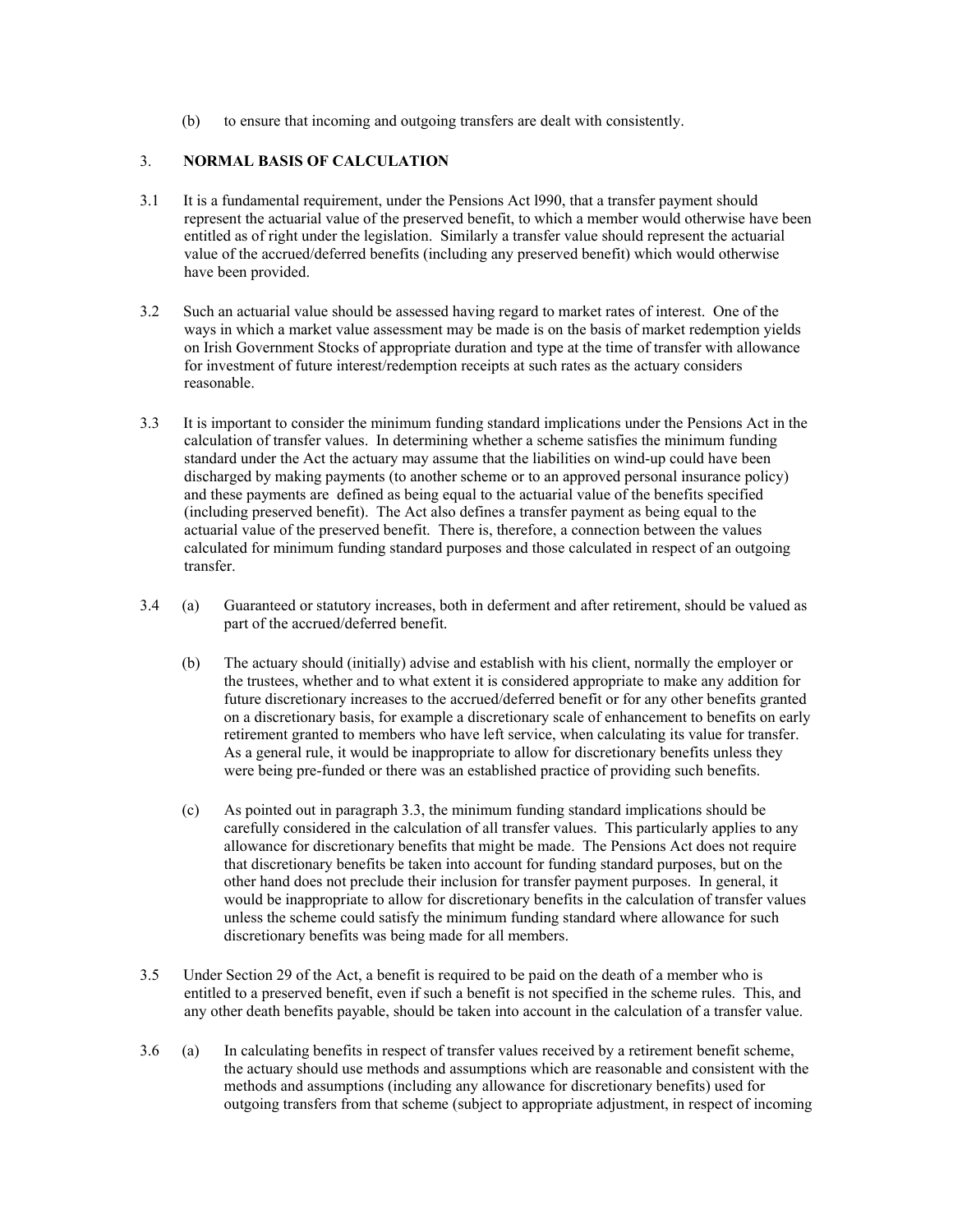(b) to ensure that incoming and outgoing transfers are dealt with consistently.

## 3. NORMAL BASIS OF CALCULATION

3.1 It is a fundamental requirement, under the Pensions Act l990, that a transfer payment should represent the actuarial value of the preserved benefit, to which a member would otherwise have been entitled as of right under the legislation. Similarly a transfer value should represent the actuarial value of the accrued/deferred benefits (including any preserved benefit) which would otherwise have been provided.

3.2 Such an actuarial value should be assessed having regard to market rates of interest. One of the ways in which a market value assessment may be made is on the basis of market redemption yields on Irish Government Stocks of appropriate duration and type at the time of transfer with allowance for investment of future interest/redemption receipts at such rates as the actuary considers reasonable.

3.3 It is important to consider the minimum funding standard implications under the Pensions Act in the calculation of transfer values. In determining whether a scheme satisfies the minimum funding standard under the Act the actuary may assume that the liabilities on wind-up could have been discharged by making payments (to another scheme or to an approved personal insurance policy) and these payments are defined as being equal to the actuarial value of the benefits specified (including preserved benefit). The Act also defines a transfer payment as being equal to the actuarial value of the preserved benefit. There is, therefore, a connection between the values calculated for minimum funding standard purposes and those calculated in respect of an outgoing transfer.

3.4 (a) Guaranteed or statutory increases, both in deferment and after retirement, should be valued as part of the accrued/deferred benefit.

(b) The actuary should (initially) advise and establish with his client, normally the employer or the trustees, whether and to what extent it is considered appropriate to make any addition for future discretionary increases to the accrued/deferred benefit or for any other benefits granted on a discretionary basis, for example a discretionary scale of enhancement to benefits on early retirement granted to members who have left service, when calculating its value for transfer. As a general rule, it would be inappropriate to allow for discretionary benefits unless they were being pre-funded or there was an established practice of providing such benefits.

(c) As pointed out in paragraph 3.3, the minimum funding standard implications should be carefully considered in the calculation of all transfer values. This particularly applies to any allowance for discretionary benefits that might be made. The Pensions Act does not require that discretionary benefits be taken into account for funding standard purposes, but on the other hand does not preclude their inclusion for transfer payment purposes. In general, it would be inappropriate to allow for discretionary benefits in the calculation of transfer values unless the scheme could satisfy the minimum funding standard where allowance for such discretionary benefits was being made for all members.

3.5 Under Section 29 of the Act, a benefit is required to be paid on the death of a member who is entitled to a preserved benefit, even if such a benefit is not specified in the scheme rules. This, and any other death benefits payable, should be taken into account in the calculation of a transfer value.

3.6 (a) In calculating benefits in respect of transfer values received by a retirement benefit scheme, the actuary should use methods and assumptions which are reasonable and consistent with the methods and assumptions (including any allowance for discretionary benefits) used for outgoing transfers from that scheme (subject to appropriate adjustment, in respect of incoming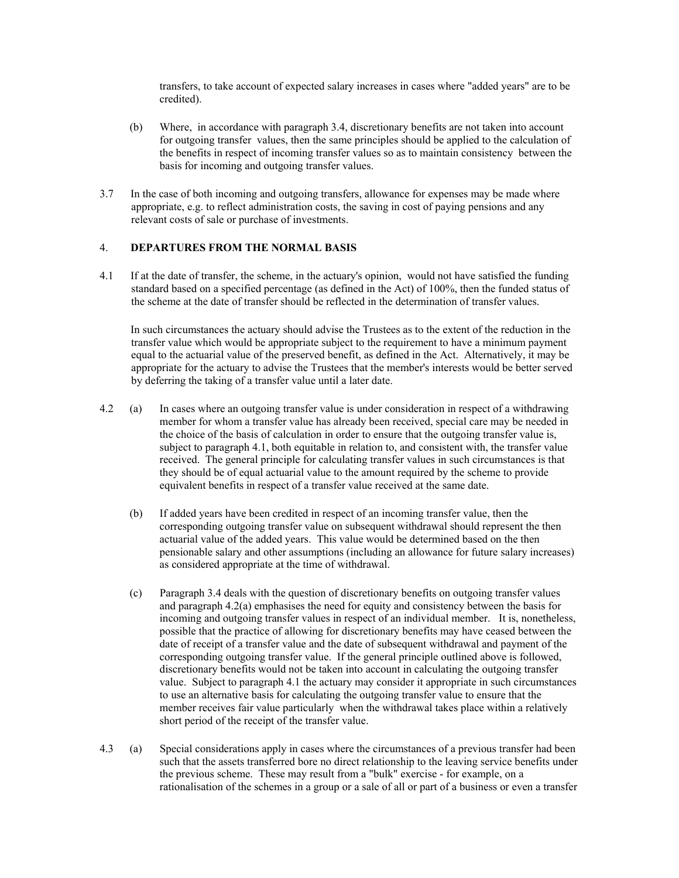transfers, to take account of expected salary increases in cases where "added years" are to be credited).

(b) Where, in accordance with paragraph 3.4, discretionary benefits are not taken into account for outgoing transfer values, then the same principles should be applied to the calculation of the benefits in respect of incoming transfer values so as to maintain consistency between the basis for incoming and outgoing transfer values.

3.7 In the case of both incoming and outgoing transfers, allowance for expenses may be made where appropriate, e.g. to reflect administration costs, the saving in cost of paying pensions and any relevant costs of sale or purchase of investments.

## 4. DEPARTURES FROM THE NORMAL BASIS

4.1 If at the date of transfer, the scheme, in the actuary's opinion, would not have satisfied the funding standard based on a specified percentage (as defined in the Act) of 100%, then the funded status of the scheme at the date of transfer should be reflected in the determination of transfer values.

In such circumstances the actuary should advise the Trustees as to the extent of the reduction in the transfer value which would be appropriate subject to the requirement to have a minimum payment equal to the actuarial value of the preserved benefit, as defined in the Act. Alternatively, it may be appropriate for the actuary to advise the Trustees that the member's interests would be better served by deferring the taking of a transfer value until a later date.

4.2 (a) In cases where an outgoing transfer value is under consideration in respect of a withdrawing member for whom a transfer value has already been received, special care may be needed in the choice of the basis of calculation in order to ensure that the outgoing transfer value is, subject to paragraph 4.1, both equitable in relation to, and consistent with, the transfer value received. The general principle for calculating transfer values in such circumstances is that they should be of equal actuarial value to the amount required by the scheme to provide equivalent benefits in respect of a transfer value received at the same date.

(b) If added years have been credited in respect of an incoming transfer value, then the corresponding outgoing transfer value on subsequent withdrawal should represent the then actuarial value of the added years. This value would be determined based on the then pensionable salary and other assumptions (including an allowance for future salary increases) as considered appropriate at the time of withdrawal.

(c) Paragraph 3.4 deals with the question of discretionary benefits on outgoing transfer values and paragraph 4.2(a) emphasises the need for equity and consistency between the basis for incoming and outgoing transfer values in respect of an individual member. It is, nonetheless, possible that the practice of allowing for discretionary benefits may have ceased between the date of receipt of a transfer value and the date of subsequent withdrawal and payment of the corresponding outgoing transfer value. If the general principle outlined above is followed, discretionary benefits would not be taken into account in calculating the outgoing transfer value. Subject to paragraph 4.1 the actuary may consider it appropriate in such circumstances to use an alternative basis for calculating the outgoing transfer value to ensure that the member receives fair value particularly when the withdrawal takes place within a relatively short period of the receipt of the transfer value.

4.3 (a) Special considerations apply in cases where the circumstances of a previous transfer had been such that the assets transferred bore no direct relationship to the leaving service benefits under the previous scheme. These may result from a "bulk" exercise - for example, on a rationalisation of the schemes in a group or a sale of all or part of a business or even a transfer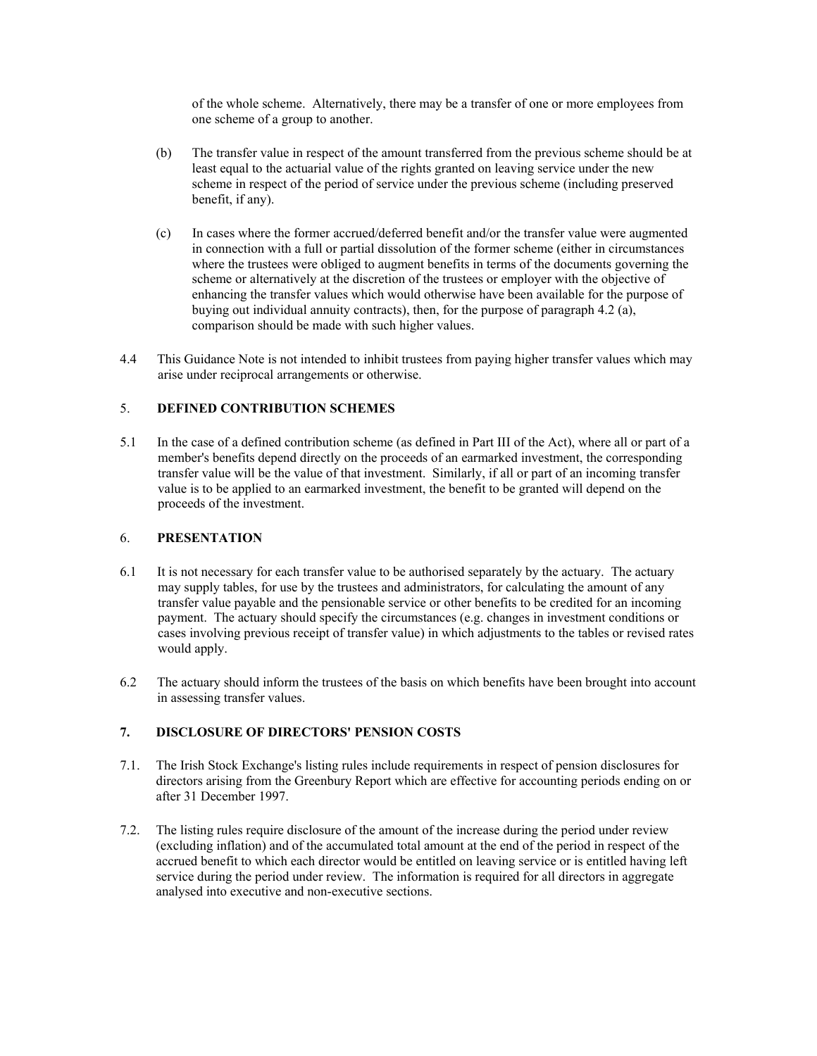of the whole scheme. Alternatively, there may be a transfer of one or more employees from one scheme of a group to another.

(b) The transfer value in respect of the amount transferred from the previous scheme should be at least equal to the actuarial value of the rights granted on leaving service under the new scheme in respect of the period of service under the previous scheme (including preserved benefit, if any).

(c) In cases where the former accrued/deferred benefit and/or the transfer value were augmented in connection with a full or partial dissolution of the former scheme (either in circumstances where the trustees were obliged to augment benefits in terms of the documents governing the scheme or alternatively at the discretion of the trustees or employer with the objective of enhancing the transfer values which would otherwise have been available for the purpose of buying out individual annuity contracts), then, for the purpose of paragraph 4.2 (a), comparison should be made with such higher values.

4.4 This Guidance Note is not intended to inhibit trustees from paying higher transfer values which may arise under reciprocal arrangements or otherwise.

## 5. DEFINED CONTRIBUTION SCHEMES

5.1 In the case of a defined contribution scheme (as defined in Part III of the Act), where all or part of a member's benefits depend directly on the proceeds of an earmarked investment, the corresponding transfer value will be the value of that investment. Similarly, if all or part of an incoming transfer value is to be applied to an earmarked investment, the benefit to be granted will depend on the proceeds of the investment.

## 6. PRESENTATION

6.1 It is not necessary for each transfer value to be authorised separately by the actuary. The actuary may supply tables, for use by the trustees and administrators, for calculating the amount of any transfer value payable and the pensionable service or other benefits to be credited for an incoming payment. The actuary should specify the circumstances (e.g. changes in investment conditions or cases involving previous receipt of transfer value) in which adjustments to the tables or revised rates would apply.

6.2 The actuary should inform the trustees of the basis on which benefits have been brought into account in assessing transfer values.

## 7. DISCLOSURE OF DIRECTORS' PENSION COSTS

7.1. The Irish Stock Exchange's listing rules include requirements in respect of pension disclosures for directors arising from the Greenbury Report which are effective for accounting periods ending on or after 31 December 1997.

7.2. The listing rules require disclosure of the amount of the increase during the period under review (excluding inflation) and of the accumulated total amount at the end of the period in respect of the accrued benefit to which each director would be entitled on leaving service or is entitled having left service during the period under review. The information is required for all directors in aggregate analysed into executive and non-executive sections.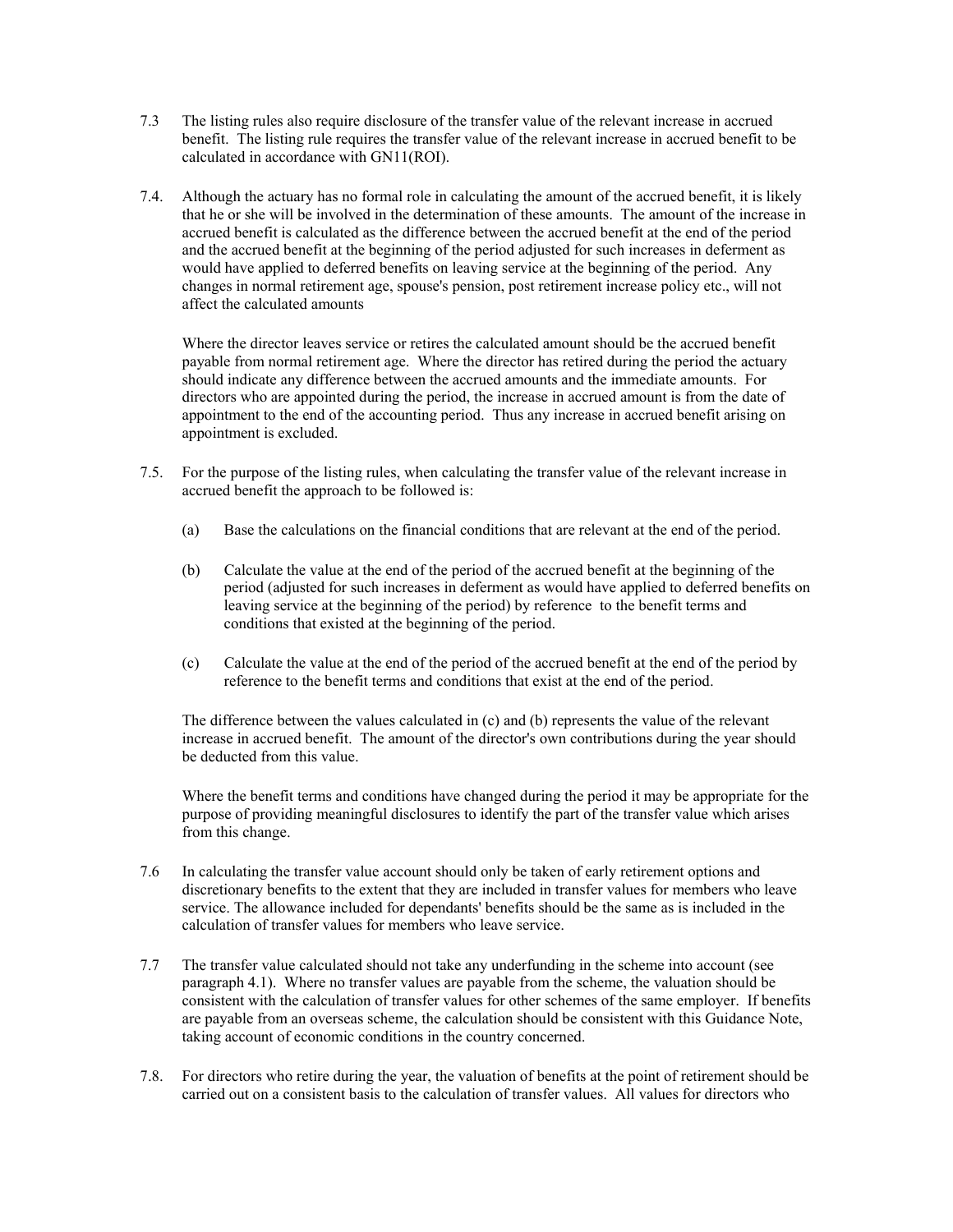7.3 The listing rules also require disclosure of the transfer value of the relevant increase in accrued benefit. The listing rule requires the transfer value of the relevant increase in accrued benefit to be calculated in accordance with GN11(ROI).

7.4. Although the actuary has no formal role in calculating the amount of the accrued benefit, it is likely that he or she will be involved in the determination of these amounts. The amount of the increase in accrued benefit is calculated as the difference between the accrued benefit at the end of the period and the accrued benefit at the beginning of the period adjusted for such increases in deferment as would have applied to deferred benefits on leaving service at the beginning of the period. Any changes in normal retirement age, spouse's pension, post retirement increase policy etc., will not affect the calculated amounts

Where the director leaves service or retires the calculated amount should be the accrued benefit payable from normal retirement age. Where the director has retired during the period the actuary should indicate any difference between the accrued amounts and the immediate amounts. For directors who are appointed during the period, the increase in accrued amount is from the date of appointment to the end of the accounting period. Thus any increase in accrued benefit arising on appointment is excluded.

7.5. For the purpose of the listing rules, when calculating the transfer value of the relevant increase in accrued benefit the approach to be followed is:

(a) Base the calculations on the financial conditions that are relevant at the end of the period.

(b) Calculate the value at the end of the period of the accrued benefit at the beginning of the period (adjusted for such increases in deferment as would have applied to deferred benefits on leaving service at the beginning of the period) by reference to the benefit terms and conditions that existed at the beginning of the period.

(c) Calculate the value at the end of the period of the accrued benefit at the end of the period by reference to the benefit terms and conditions that exist at the end of the period.

The difference between the values calculated in (c) and (b) represents the value of the relevant increase in accrued benefit. The amount of the director's own contributions during the year should be deducted from this value.

Where the benefit terms and conditions have changed during the period it may be appropriate for the purpose of providing meaningful disclosures to identify the part of the transfer value which arises from this change.

7.6 In calculating the transfer value account should only be taken of early retirement options and discretionary benefits to the extent that they are included in transfer values for members who leave service. The allowance included for dependants' benefits should be the same as is included in the calculation of transfer values for members who leave service.

7.7 The transfer value calculated should not take any underfunding in the scheme into account (see paragraph 4.1). Where no transfer values are payable from the scheme, the valuation should be consistent with the calculation of transfer values for other schemes of the same employer. If benefits are payable from an overseas scheme, the calculation should be consistent with this Guidance Note, taking account of economic conditions in the country concerned.

7.8. For directors who retire during the year, the valuation of benefits at the point of retirement should be carried out on a consistent basis to the calculation of transfer values. All values for directors who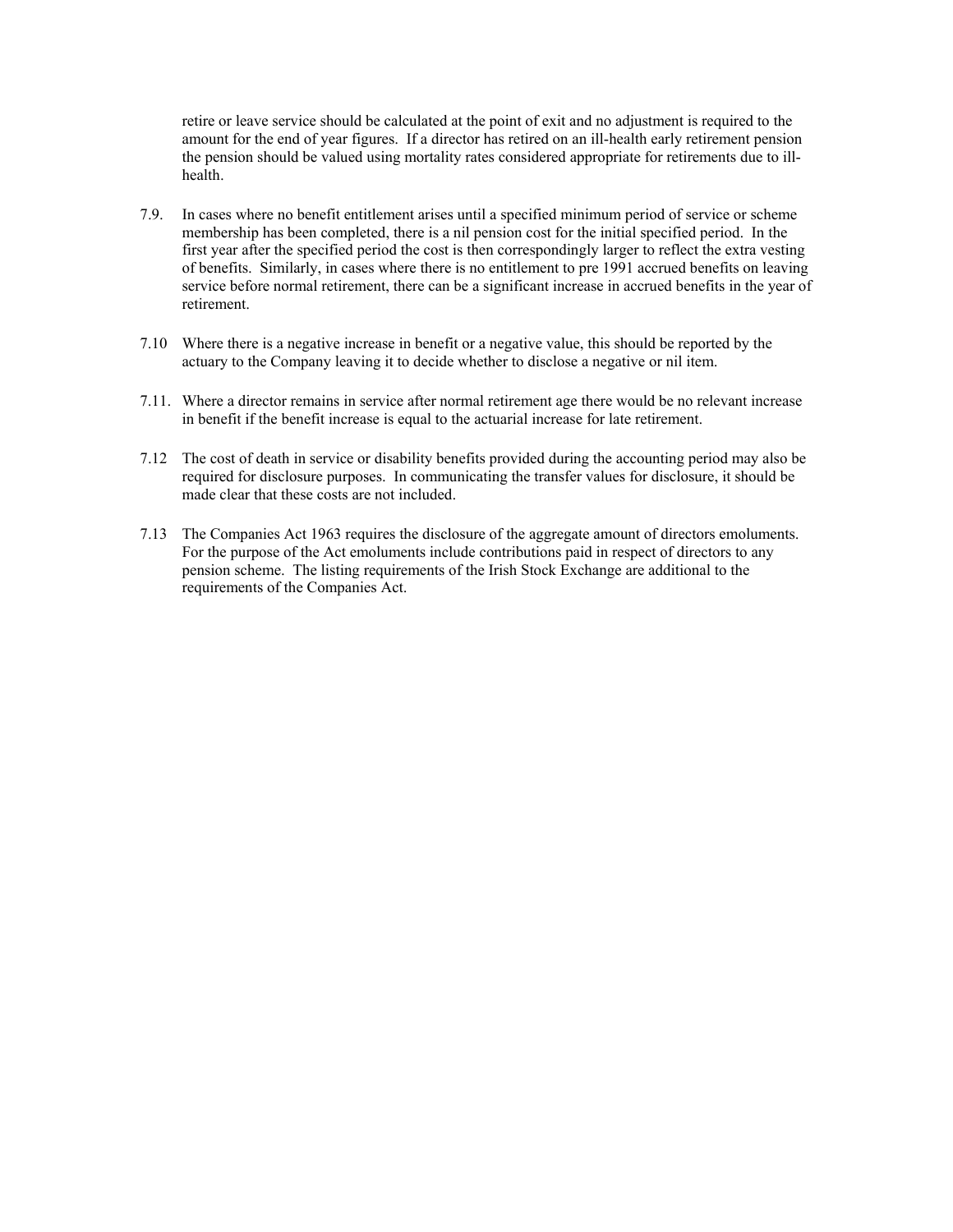retire or leave service should be calculated at the point of exit and no adjustment is required to the amount for the end of year figures. If a director has retired on an ill-health early retirement pension the pension should be valued using mortality rates considered appropriate for retirements due to ill-health.

7.9. In cases where no benefit entitlement arises until a specified minimum period of service or scheme membership has been completed, there is a nil pension cost for the initial specified period. In the first year after the specified period the cost is then correspondingly larger to reflect the extra vesting of benefits. Similarly, in cases where there is no entitlement to pre 1991 accrued benefits on leaving service before normal retirement, there can be a significant increase in accrued benefits in the year of retirement.

7.10 Where there is a negative increase in benefit or a negative value, this should be reported by the actuary to the Company leaving it to decide whether to disclose a negative or nil item.

7.11. Where a director remains in service after normal retirement age there would be no relevant increase in benefit if the benefit increase is equal to the actuarial increase for late retirement.

7.12 The cost of death in service or disability benefits provided during the accounting period may also be required for disclosure purposes. In communicating the transfer values for disclosure, it should be made clear that these costs are not included.

7.13 The Companies Act 1963 requires the disclosure of the aggregate amount of directors emoluments. For the purpose of the Act emoluments include contributions paid in respect of directors to any pension scheme. The listing requirements of the Irish Stock Exchange are additional to the requirements of the Companies Act.